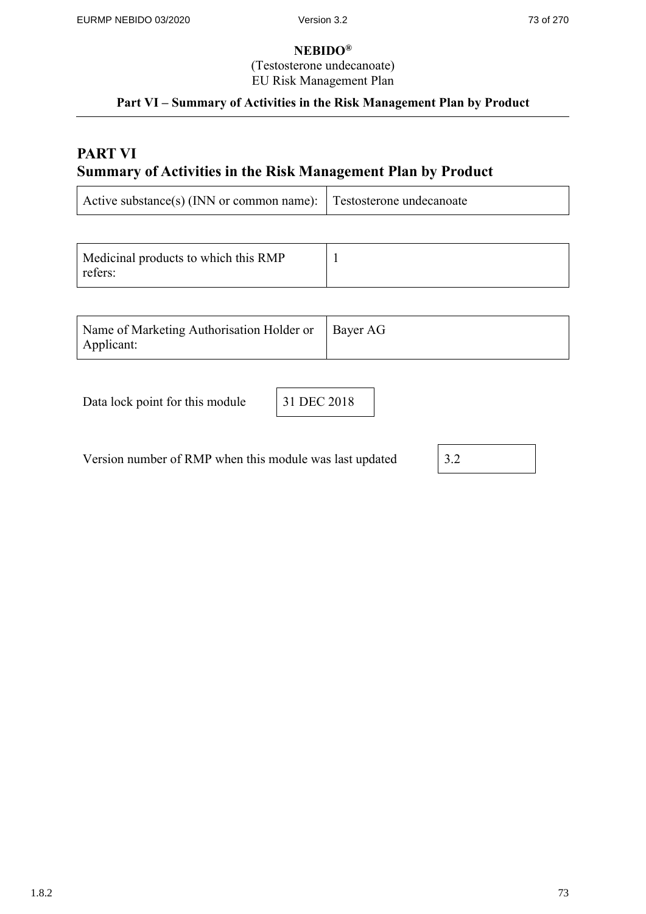# PART VI
# Summary of Activities in the Risk Management Plan by Product

| Active substance(s) (INN or common name): | Testosterone undecanoate |
| --- | --- |

| Medicinal products to which this RMP refers: | 1 |
| --- | --- |

| Name of Marketing Authorisation Holder or Applicant: | Bayer AG |
| --- | --- |

| Data lock point for this module | 31 DEC 2018 |
| --- | --- |

| Version number of RMP when this module was last updated | 3.2 |
| --- | --- |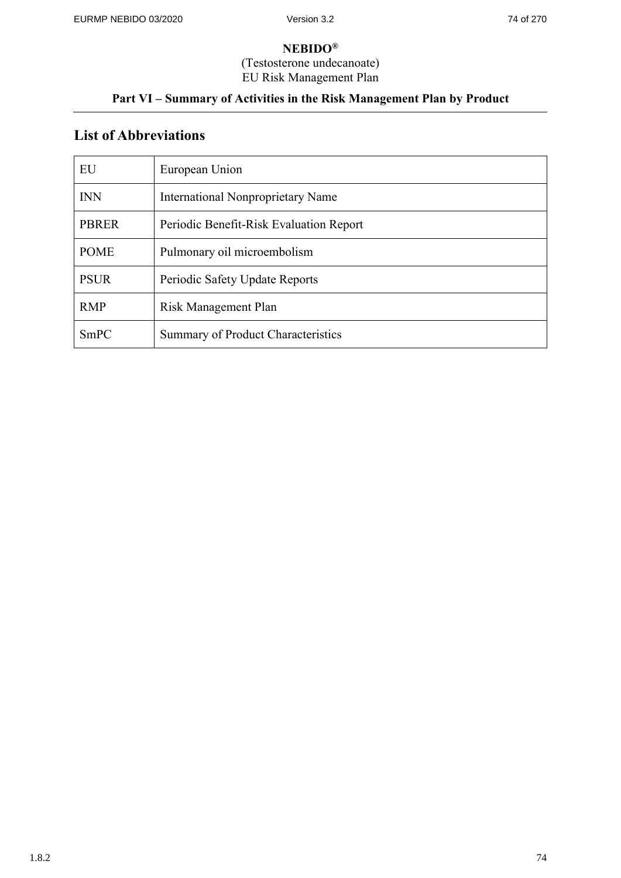# List of Abbreviations

| | |
|---|---|
| EU | European Union |
| INN | International Nonproprietary Name |
| PBRER | Periodic Benefit-Risk Evaluation Report |
| POME | Pulmonary oil microembolism |
| PSUR | Periodic Safety Update Reports |
| RMP | Risk Management Plan |
| SmPC | Summary of Product Characteristics |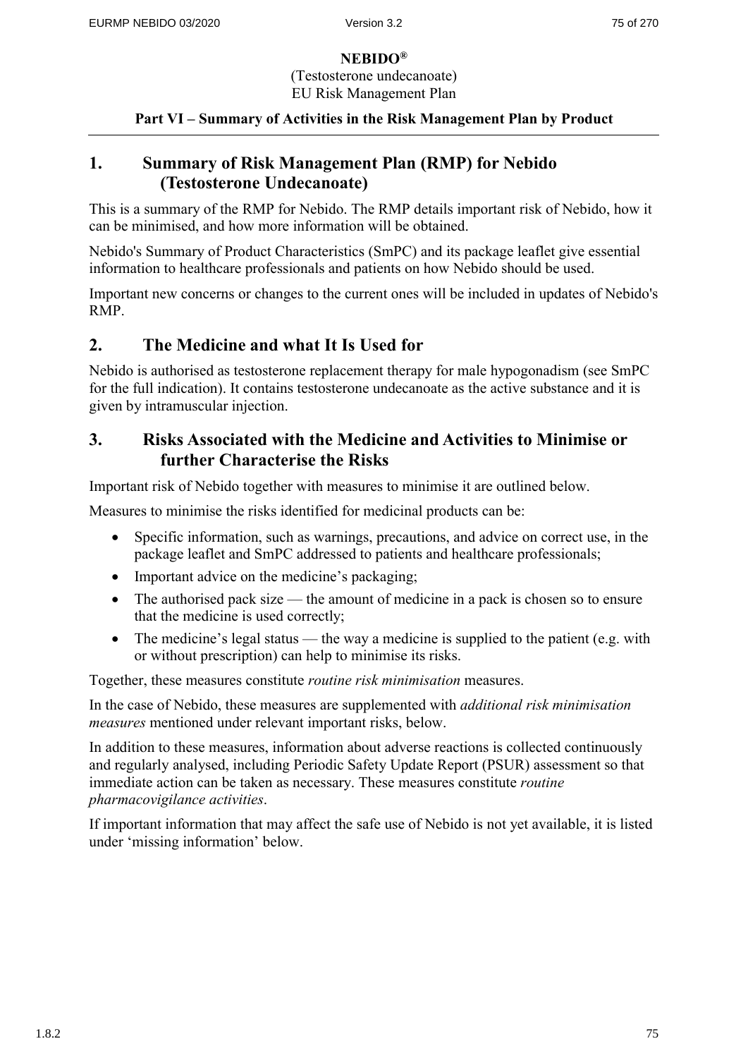**NEBIDO®**

(Testosterone undecanoate)
EU Risk Management Plan

**Part VI – Summary of Activities in the Risk Management Plan by Product**

## 1. Summary of Risk Management Plan (RMP) for Nebido (Testosterone Undecanoate)

This is a summary of the RMP for Nebido. The RMP details important risk of Nebido, how it can be minimised, and how more information will be obtained.

Nebido's Summary of Product Characteristics (SmPC) and its package leaflet give essential information to healthcare professionals and patients on how Nebido should be used.

Important new concerns or changes to the current ones will be included in updates of Nebido's RMP.

## 2. The Medicine and what It Is Used for

Nebido is authorised as testosterone replacement therapy for male hypogonadism (see SmPC for the full indication). It contains testosterone undecanoate as the active substance and it is given by intramuscular injection.

## 3. Risks Associated with the Medicine and Activities to Minimise or further Characterise the Risks

Important risk of Nebido together with measures to minimise it are outlined below.

Measures to minimise the risks identified for medicinal products can be:

- Specific information, such as warnings, precautions, and advice on correct use, in the package leaflet and SmPC addressed to patients and healthcare professionals;
- Important advice on the medicine's packaging;
- The authorised pack size — the amount of medicine in a pack is chosen so to ensure that the medicine is used correctly;
- The medicine's legal status — the way a medicine is supplied to the patient (e.g. with or without prescription) can help to minimise its risks.

Together, these measures constitute *routine risk minimisation* measures.

In the case of Nebido, these measures are supplemented with *additional risk minimisation measures* mentioned under relevant important risks, below.

In addition to these measures, information about adverse reactions is collected continuously and regularly analysed, including Periodic Safety Update Report (PSUR) assessment so that immediate action can be taken as necessary. These measures constitute *routine pharmacovigilance activities*.

If important information that may affect the safe use of Nebido is not yet available, it is listed under 'missing information' below.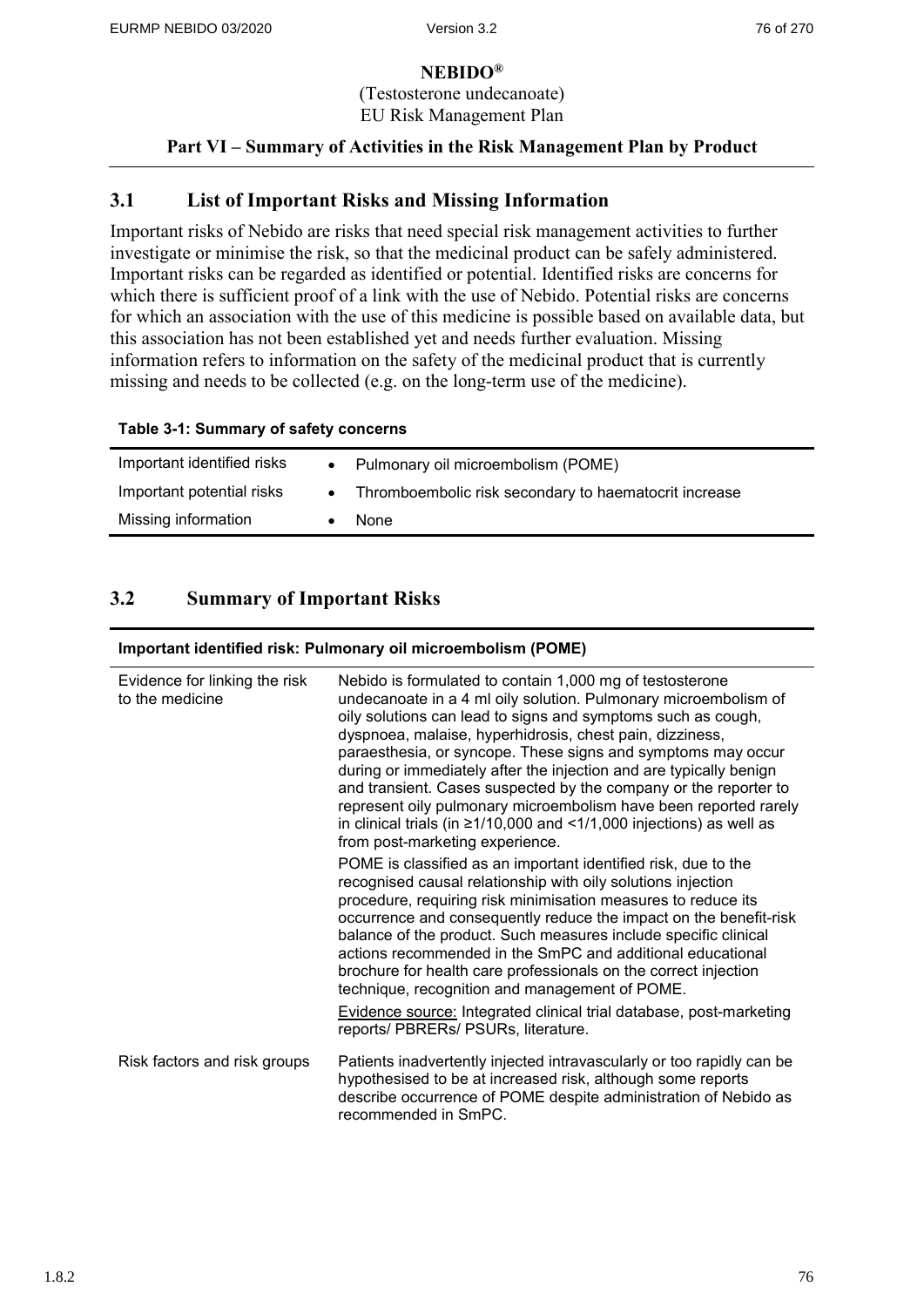**NEBIDO®**

(Testosterone undecanoate)

EU Risk Management Plan

**Part VI – Summary of Activities in the Risk Management Plan by Product**

## 3.1 List of Important Risks and Missing Information

Important risks of Nebido are risks that need special risk management activities to further investigate or minimise the risk, so that the medicinal product can be safely administered. Important risks can be regarded as identified or potential. Identified risks are concerns for which there is sufficient proof of a link with the use of Nebido. Potential risks are concerns for which an association with the use of this medicine is possible based on available data, but this association has not been established yet and needs further evaluation. Missing information refers to information on the safety of the medicinal product that is currently missing and needs to be collected (e.g. on the long-term use of the medicine).

**Table 3-1: Summary of safety concerns**

| | |
|---|---|
| Important identified risks | • Pulmonary oil microembolism (POME) |
| Important potential risks | • Thromboembolic risk secondary to haematocrit increase |
| Missing information | • None |

## 3.2 Summary of Important Risks

| **Important identified risk: Pulmonary oil microembolism (POME)** | |
|---|---|
| Evidence for linking the risk to the medicine | Nebido is formulated to contain 1,000 mg of testosterone undecanoate in a 4 ml oily solution. Pulmonary microembolism of oily solutions can lead to signs and symptoms such as cough, dyspnoea, malaise, hyperhidrosis, chest pain, dizziness, paraesthesia, or syncope. These signs and symptoms may occur during or immediately after the injection and are typically benign and transient. Cases suspected by the company or the reporter to represent oily pulmonary microembolism have been reported rarely in clinical trials (in ≥1/10,000 and <1/1,000 injections) as well as from post-marketing experience.<br><br>POME is classified as an important identified risk, due to the recognised causal relationship with oily solutions injection procedure, requiring risk minimisation measures to reduce its occurrence and consequently reduce the impact on the benefit-risk balance of the product. Such measures include specific clinical actions recommended in the SmPC and additional educational brochure for health care professionals on the correct injection technique, recognition and management of POME.<br><br>Evidence source: Integrated clinical trial database, post-marketing reports/ PBRERs/ PSURs, literature. |
| Risk factors and risk groups | Patients inadvertently injected intravascularly or too rapidly can be hypothesised to be at increased risk, although some reports describe occurrence of POME despite administration of Nebido as recommended in SmPC. |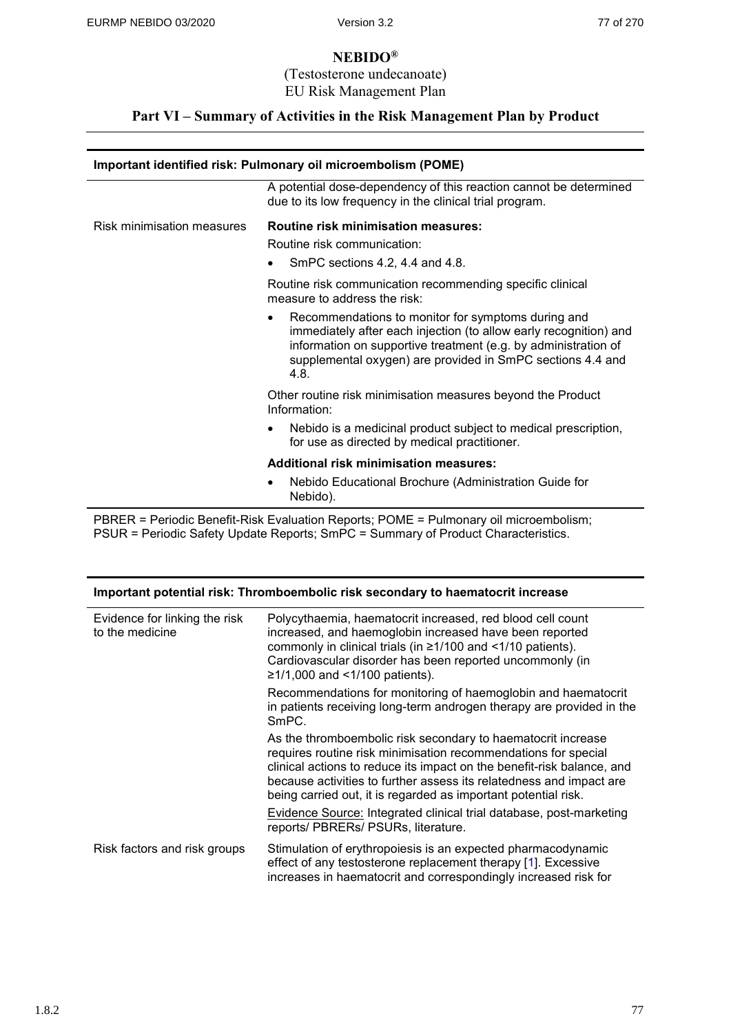# NEBIDO®

(Testosterone undecanoate)
EU Risk Management Plan

## Part VI – Summary of Activities in the Risk Management Plan by Product

| Important identified risk: Pulmonary oil microembolism (POME) | |
|---|---|
| | A potential dose-dependency of this reaction cannot be determined due to its low frequency in the clinical trial program. |
| Risk minimisation measures | **Routine risk minimisation measures:**<br>Routine risk communication:<br>• SmPC sections 4.2, 4.4 and 4.8.<br>Routine risk communication recommending specific clinical measure to address the risk:<br>• Recommendations to monitor for symptoms during and immediately after each injection (to allow early recognition) and information on supportive treatment (e.g. by administration of supplemental oxygen) are provided in SmPC sections 4.4 and 4.8.<br>Other routine risk minimisation measures beyond the Product Information:<br>• Nebido is a medicinal product subject to medical prescription, for use as directed by medical practitioner.<br>**Additional risk minimisation measures:**<br>• Nebido Educational Brochure (Administration Guide for Nebido). |

PBRER = Periodic Benefit-Risk Evaluation Reports; POME = Pulmonary oil microembolism; PSUR = Periodic Safety Update Reports; SmPC = Summary of Product Characteristics.

| Important potential risk: Thromboembolic risk secondary to haematocrit increase | |
|---|---|
| Evidence for linking the risk to the medicine | Polycythaemia, haematocrit increased, red blood cell count increased, and haemoglobin increased have been reported commonly in clinical trials (in ≥1/100 and <1/10 patients). Cardiovascular disorder has been reported uncommonly (in ≥1/1,000 and <1/100 patients).<br>Recommendations for monitoring of haemoglobin and haematocrit in patients receiving long-term androgen therapy are provided in the SmPC.<br>As the thromboembolic risk secondary to haematocrit increase requires routine risk minimisation recommendations for special clinical actions to reduce its impact on the benefit-risk balance, and because activities to further assess its relatedness and impact are being carried out, it is regarded as important potential risk.<br>Evidence Source: Integrated clinical trial database, post-marketing reports/ PBRERs/ PSURs, literature. |
| Risk factors and risk groups | Stimulation of erythropoiesis is an expected pharmacodynamic effect of any testosterone replacement therapy [1]. Excessive increases in haematocrit and correspondingly increased risk for |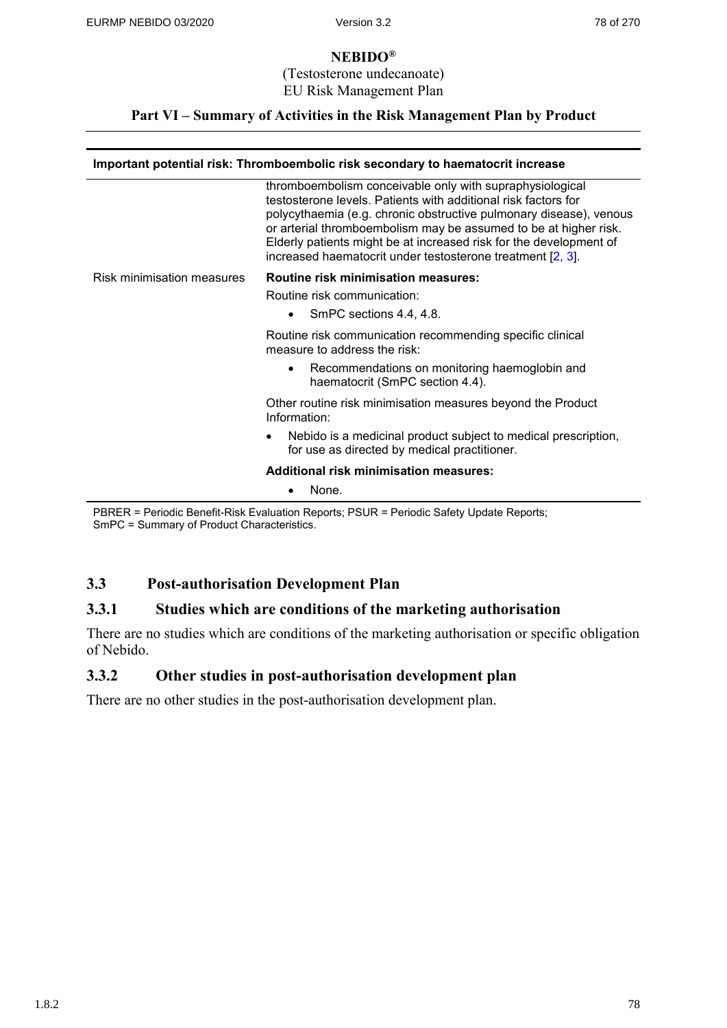| Important potential risk: Thromboembolic risk secondary to haematocrit increase | |
|---|---|
| | thromboembolism conceivable only with supraphysiological testosterone levels. Patients with additional risk factors for polycythaemia (e.g. chronic obstructive pulmonary disease), venous or arterial thromboembolism may be assumed to be at higher risk. Elderly patients might be at increased risk for the development of increased haematocrit under testosterone treatment [2, 3]. |
| Risk minimisation measures | **Routine risk minimisation measures:**<br>Routine risk communication:<br>• SmPC sections 4.4, 4.8.<br>Routine risk communication recommending specific clinical measure to address the risk:<br>• Recommendations on monitoring haemoglobin and haematocrit (SmPC section 4.4).<br>Other routine risk minimisation measures beyond the Product Information:<br>• Nebido is a medicinal product subject to medical prescription, for use as directed by medical practitioner.<br>**Additional risk minimisation measures:**<br>• None. |

PBRER = Periodic Benefit-Risk Evaluation Reports; PSUR = Periodic Safety Update Reports; SmPC = Summary of Product Characteristics.

## 3.3 Post-authorisation Development Plan

### 3.3.1 Studies which are conditions of the marketing authorisation

There are no studies which are conditions of the marketing authorisation or specific obligation of Nebido.

### 3.3.2 Other studies in post-authorisation development plan

There are no other studies in the post-authorisation development plan.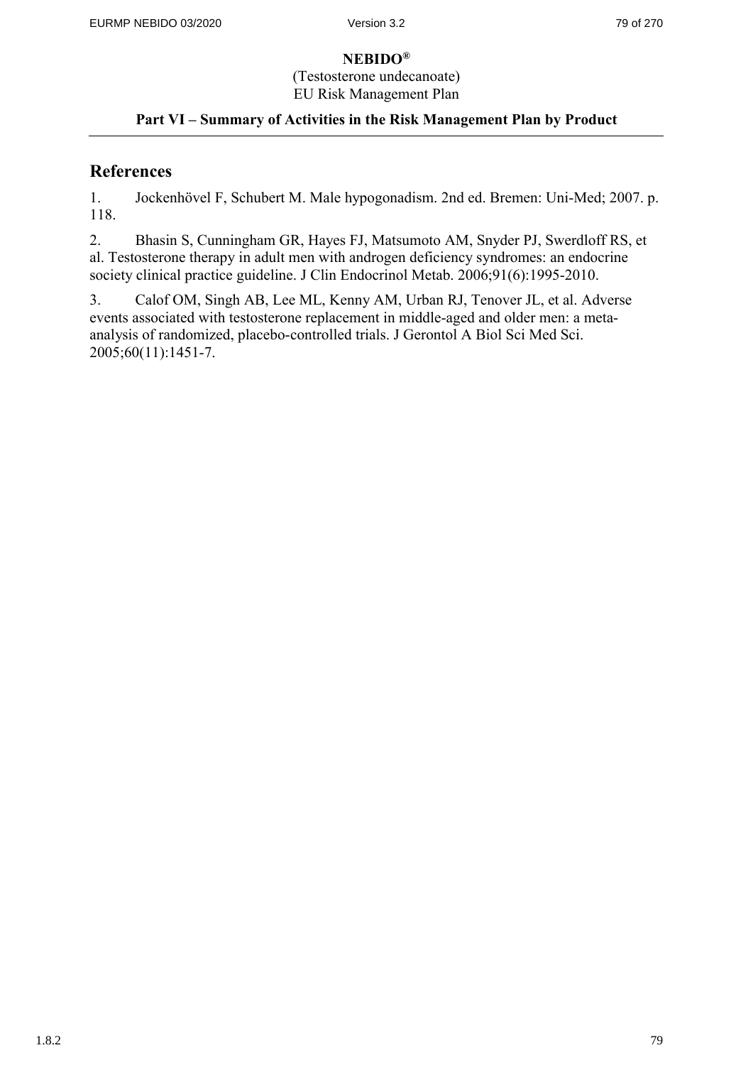## References

1. Jockenhövel F, Schubert M. Male hypogonadism. 2nd ed. Bremen: Uni-Med; 2007. p. 118.

2. Bhasin S, Cunningham GR, Hayes FJ, Matsumoto AM, Snyder PJ, Swerdloff RS, et al. Testosterone therapy in adult men with androgen deficiency syndromes: an endocrine society clinical practice guideline. J Clin Endocrinol Metab. 2006;91(6):1995-2010.

3. Calof OM, Singh AB, Lee ML, Kenny AM, Urban RJ, Tenover JL, et al. Adverse events associated with testosterone replacement in middle-aged and older men: a meta-analysis of randomized, placebo-controlled trials. J Gerontol A Biol Sci Med Sci. 2005;60(11):1451-7.